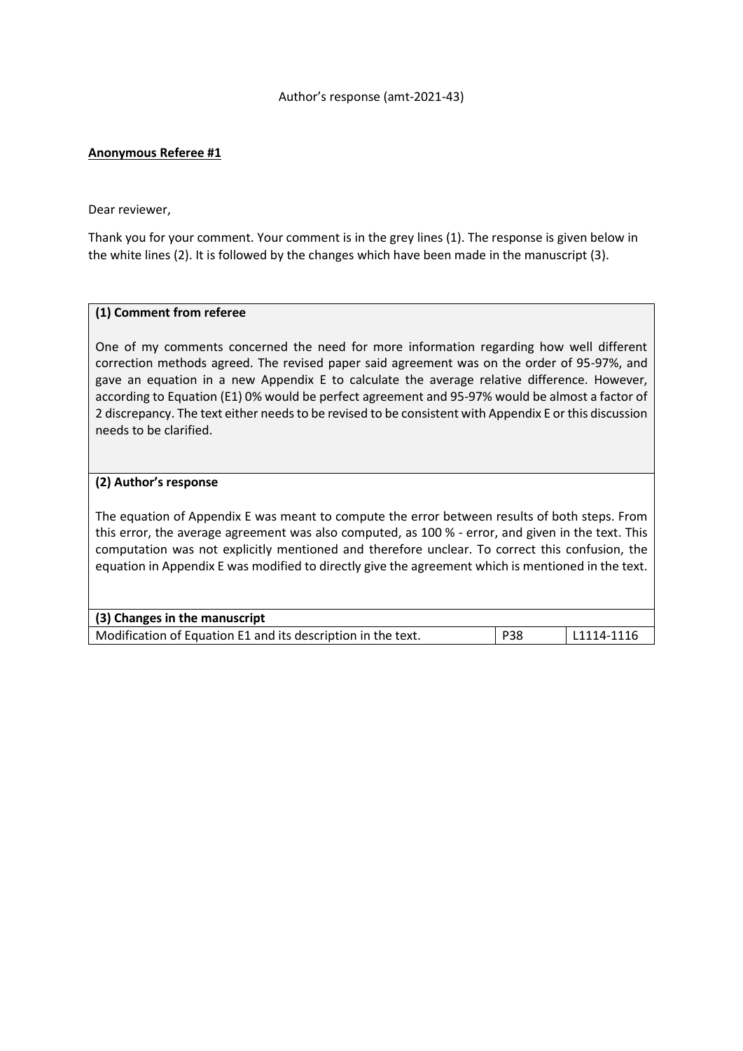Author's response (amt-2021-43)

**Anonymous Referee #1**

Dear reviewer,

Thank you for your comment. Your comment is in the grey lines (1). The response is given below in the white lines (2). It is followed by the changes which have been made in the manuscript (3).

**(1) Comment from referee**

One of my comments concerned the need for more information regarding how well different correction methods agreed. The revised paper said agreement was on the order of 95-97%, and gave an equation in a new Appendix E to calculate the average relative difference. However, according to Equation (E1) 0% would be perfect agreement and 95-97% would be almost a factor of 2 discrepancy. The text either needs to be revised to be consistent with Appendix E or this discussion needs to be clarified.

**(2) Author's response**

The equation of Appendix E was meant to compute the error between results of both steps. From this error, the average agreement was also computed, as 100 % - error, and given in the text. This computation was not explicitly mentioned and therefore unclear. To correct this confusion, the equation in Appendix E was modified to directly give the agreement which is mentioned in the text.

| **(3) Changes in the manuscript** | | |
|---|---|---|
| Modification of Equation E1 and its description in the text. | P38 | L1114-1116 |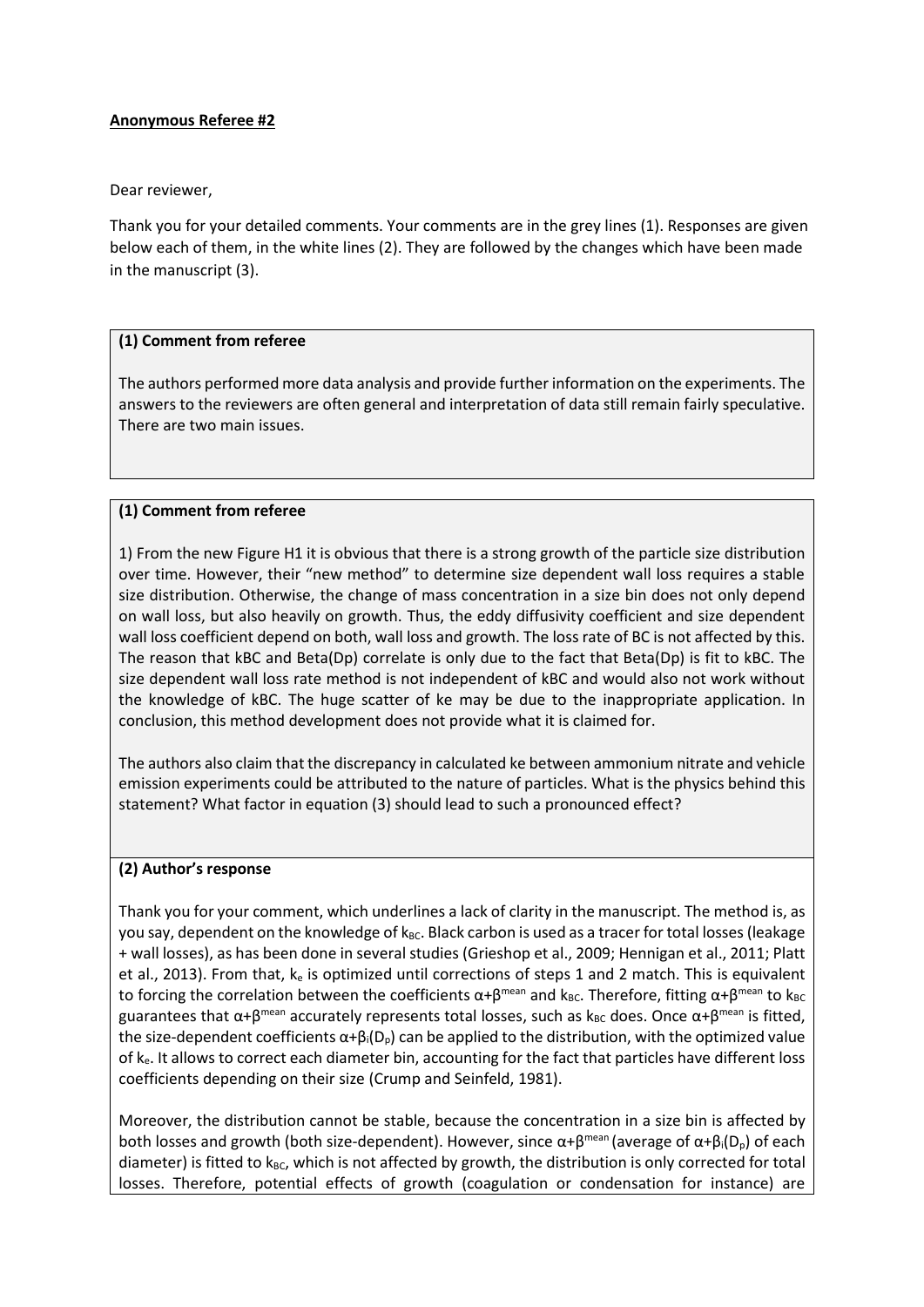**Anonymous Referee #2**

Dear reviewer,

Thank you for your detailed comments. Your comments are in the grey lines (1). Responses are given below each of them, in the white lines (2). They are followed by the changes which have been made in the manuscript (3).

**(1) Comment from referee**

The authors performed more data analysis and provide further information on the experiments. The answers to the reviewers are often general and interpretation of data still remain fairly speculative. There are two main issues.

**(1) Comment from referee**

1) From the new Figure H1 it is obvious that there is a strong growth of the particle size distribution over time. However, their "new method" to determine size dependent wall loss requires a stable size distribution. Otherwise, the change of mass concentration in a size bin does not only depend on wall loss, but also heavily on growth. Thus, the eddy diffusivity coefficient and size dependent wall loss coefficient depend on both, wall loss and growth. The loss rate of BC is not affected by this. The reason that kBC and Beta(Dp) correlate is only due to the fact that Beta(Dp) is fit to kBC. The size dependent wall loss rate method is not independent of kBC and would also not work without the knowledge of kBC. The huge scatter of ke may be due to the inappropriate application. In conclusion, this method development does not provide what it is claimed for.

The authors also claim that the discrepancy in calculated ke between ammonium nitrate and vehicle emission experiments could be attributed to the nature of particles. What is the physics behind this statement? What factor in equation (3) should lead to such a pronounced effect?

**(2) Author's response**

Thank you for your comment, which underlines a lack of clarity in the manuscript. The method is, as you say, dependent on the knowledge of $k_{BC}$. Black carbon is used as a tracer for total losses (leakage + wall losses), as has been done in several studies (Grieshop et al., 2009; Hennigan et al., 2011; Platt et al., 2013). From that, $k_e$ is optimized until corrections of steps 1 and 2 match. This is equivalent to forcing the correlation between the coefficients $\alpha+\beta^{mean}$ and $k_{BC}$. Therefore, fitting $\alpha+\beta^{mean}$ to $k_{BC}$ guarantees that $\alpha+\beta^{mean}$ accurately represents total losses, such as $k_{BC}$ does. Once $\alpha+\beta^{mean}$ is fitted, the size-dependent coefficients $\alpha+\beta_i(D_p)$ can be applied to the distribution, with the optimized value of $k_e$. It allows to correct each diameter bin, accounting for the fact that particles have different loss coefficients depending on their size (Crump and Seinfeld, 1981).

Moreover, the distribution cannot be stable, because the concentration in a size bin is affected by both losses and growth (both size-dependent). However, since $\alpha+\beta^{mean}$ (average of $\alpha+\beta_i(D_p)$ of each diameter) is fitted to $k_{BC}$, which is not affected by growth, the distribution is only corrected for total losses. Therefore, potential effects of growth (coagulation or condensation for instance) are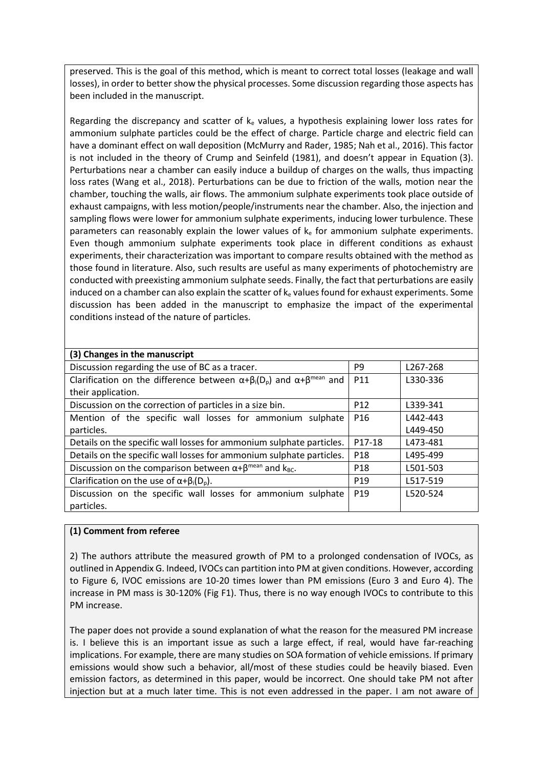preserved. This is the goal of this method, which is meant to correct total losses (leakage and wall losses), in order to better show the physical processes. Some discussion regarding those aspects has been included in the manuscript.

Regarding the discrepancy and scatter of $k_e$ values, a hypothesis explaining lower loss rates for ammonium sulphate particles could be the effect of charge. Particle charge and electric field can have a dominant effect on wall deposition (McMurry and Rader, 1985; Nah et al., 2016). This factor is not included in the theory of Crump and Seinfeld (1981), and doesn't appear in Equation (3). Perturbations near a chamber can easily induce a buildup of charges on the walls, thus impacting loss rates (Wang et al., 2018). Perturbations can be due to friction of the walls, motion near the chamber, touching the walls, air flows. The ammonium sulphate experiments took place outside of exhaust campaigns, with less motion/people/instruments near the chamber. Also, the injection and sampling flows were lower for ammonium sulphate experiments, inducing lower turbulence. These parameters can reasonably explain the lower values of $k_e$ for ammonium sulphate experiments. Even though ammonium sulphate experiments took place in different conditions as exhaust experiments, their characterization was important to compare results obtained with the method as those found in literature. Also, such results are useful as many experiments of photochemistry are conducted with preexisting ammonium sulphate seeds. Finally, the fact that perturbations are easily induced on a chamber can also explain the scatter of $k_e$ values found for exhaust experiments. Some discussion has been added in the manuscript to emphasize the impact of the experimental conditions instead of the nature of particles.

| (3) Changes in the manuscript | | |
|---|---|---|
| Discussion regarding the use of BC as a tracer. | P9 | L267-268 |
| Clarification on the difference between $\alpha+\beta_i(D_p)$ and $\alpha+\beta^{mean}$ and their application. | P11 | L330-336 |
| Discussion on the correction of particles in a size bin. | P12 | L339-341 |
| Mention of the specific wall losses for ammonium sulphate particles. | P16 | L442-443 L449-450 |
| Details on the specific wall losses for ammonium sulphate particles. | P17-18 | L473-481 |
| Details on the specific wall losses for ammonium sulphate particles. | P18 | L495-499 |
| Discussion on the comparison between $\alpha+\beta^{mean}$ and $k_{BC}$. | P18 | L501-503 |
| Clarification on the use of $\alpha+\beta_i(D_p)$. | P19 | L517-519 |
| Discussion on the specific wall losses for ammonium sulphate particles. | P19 | L520-524 |

**(1) Comment from referee**

2) The authors attribute the measured growth of PM to a prolonged condensation of IVOCs, as outlined in Appendix G. Indeed, IVOCs can partition into PM at given conditions. However, according to Figure 6, IVOC emissions are 10-20 times lower than PM emissions (Euro 3 and Euro 4). The increase in PM mass is 30-120% (Fig F1). Thus, there is no way enough IVOCs to contribute to this PM increase.

The paper does not provide a sound explanation of what the reason for the measured PM increase is. I believe this is an important issue as such a large effect, if real, would have far-reaching implications. For example, there are many studies on SOA formation of vehicle emissions. If primary emissions would show such a behavior, all/most of these studies could be heavily biased. Even emission factors, as determined in this paper, would be incorrect. One should take PM not after injection but at a much later time. This is not even addressed in the paper. I am not aware of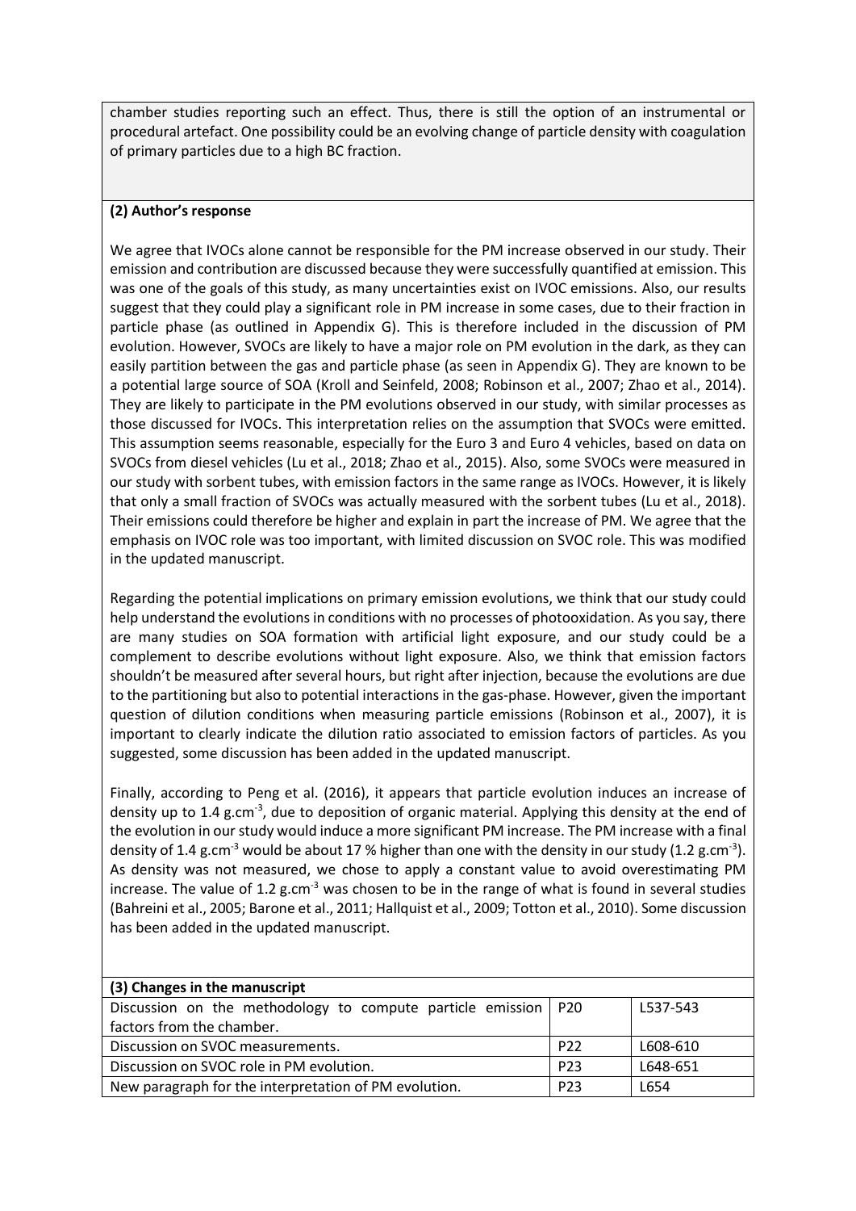chamber studies reporting such an effect. Thus, there is still the option of an instrumental or procedural artefact. One possibility could be an evolving change of particle density with coagulation of primary particles due to a high BC fraction.

**(2) Author's response**

We agree that IVOCs alone cannot be responsible for the PM increase observed in our study. Their emission and contribution are discussed because they were successfully quantified at emission. This was one of the goals of this study, as many uncertainties exist on IVOC emissions. Also, our results suggest that they could play a significant role in PM increase in some cases, due to their fraction in particle phase (as outlined in Appendix G). This is therefore included in the discussion of PM evolution. However, SVOCs are likely to have a major role on PM evolution in the dark, as they can easily partition between the gas and particle phase (as seen in Appendix G). They are known to be a potential large source of SOA (Kroll and Seinfeld, 2008; Robinson et al., 2007; Zhao et al., 2014). They are likely to participate in the PM evolutions observed in our study, with similar processes as those discussed for IVOCs. This interpretation relies on the assumption that SVOCs were emitted. This assumption seems reasonable, especially for the Euro 3 and Euro 4 vehicles, based on data on SVOCs from diesel vehicles (Lu et al., 2018; Zhao et al., 2015). Also, some SVOCs were measured in our study with sorbent tubes, with emission factors in the same range as IVOCs. However, it is likely that only a small fraction of SVOCs was actually measured with the sorbent tubes (Lu et al., 2018). Their emissions could therefore be higher and explain in part the increase of PM. We agree that the emphasis on IVOC role was too important, with limited discussion on SVOC role. This was modified in the updated manuscript.

Regarding the potential implications on primary emission evolutions, we think that our study could help understand the evolutions in conditions with no processes of photooxidation. As you say, there are many studies on SOA formation with artificial light exposure, and our study could be a complement to describe evolutions without light exposure. Also, we think that emission factors shouldn't be measured after several hours, but right after injection, because the evolutions are due to the partitioning but also to potential interactions in the gas-phase. However, given the important question of dilution conditions when measuring particle emissions (Robinson et al., 2007), it is important to clearly indicate the dilution ratio associated to emission factors of particles. As you suggested, some discussion has been added in the updated manuscript.

Finally, according to Peng et al. (2016), it appears that particle evolution induces an increase of density up to 1.4 g.cm$^{-3}$, due to deposition of organic material. Applying this density at the end of the evolution in our study would induce a more significant PM increase. The PM increase with a final density of 1.4 g.cm$^{-3}$ would be about 17 % higher than one with the density in our study (1.2 g.cm$^{-3}$). As density was not measured, we chose to apply a constant value to avoid overestimating PM increase. The value of 1.2 g.cm$^{-3}$ was chosen to be in the range of what is found in several studies (Bahreini et al., 2005; Barone et al., 2011; Hallquist et al., 2009; Totton et al., 2010). Some discussion has been added in the updated manuscript.

| (3) Changes in the manuscript | | |
|---|---|---|
| Discussion on the methodology to compute particle emission factors from the chamber. | P20 | L537-543 |
| Discussion on SVOC measurements. | P22 | L608-610 |
| Discussion on SVOC role in PM evolution. | P23 | L648-651 |
| New paragraph for the interpretation of PM evolution. | P23 | L654 |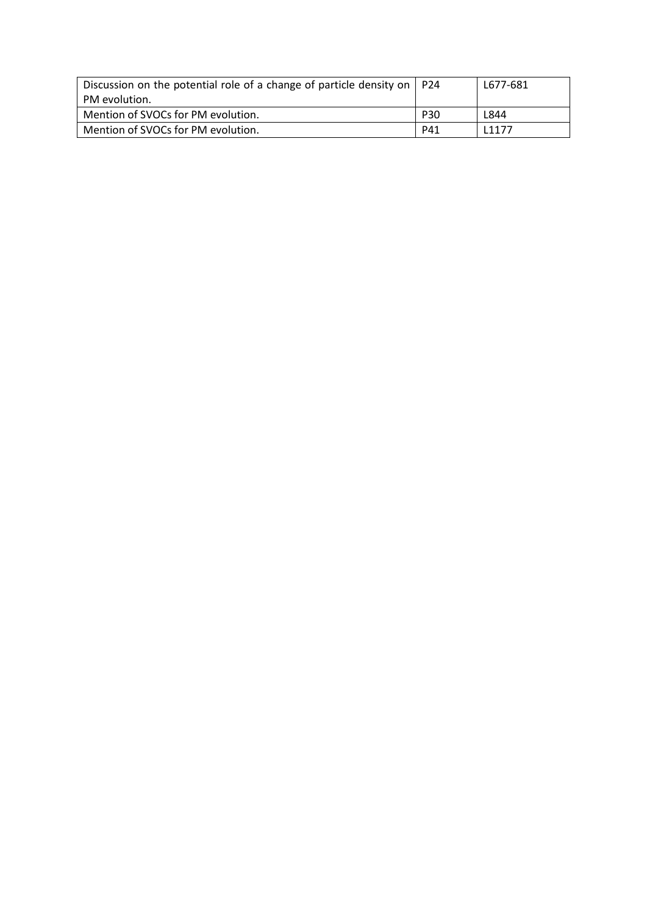| Discussion on the potential role of a change of particle density on PM evolution. | P24 | L677-681 |
|---|---|---|
| Mention of SVOCs for PM evolution. | P30 | L844 |
| Mention of SVOCs for PM evolution. | P41 | L1177 |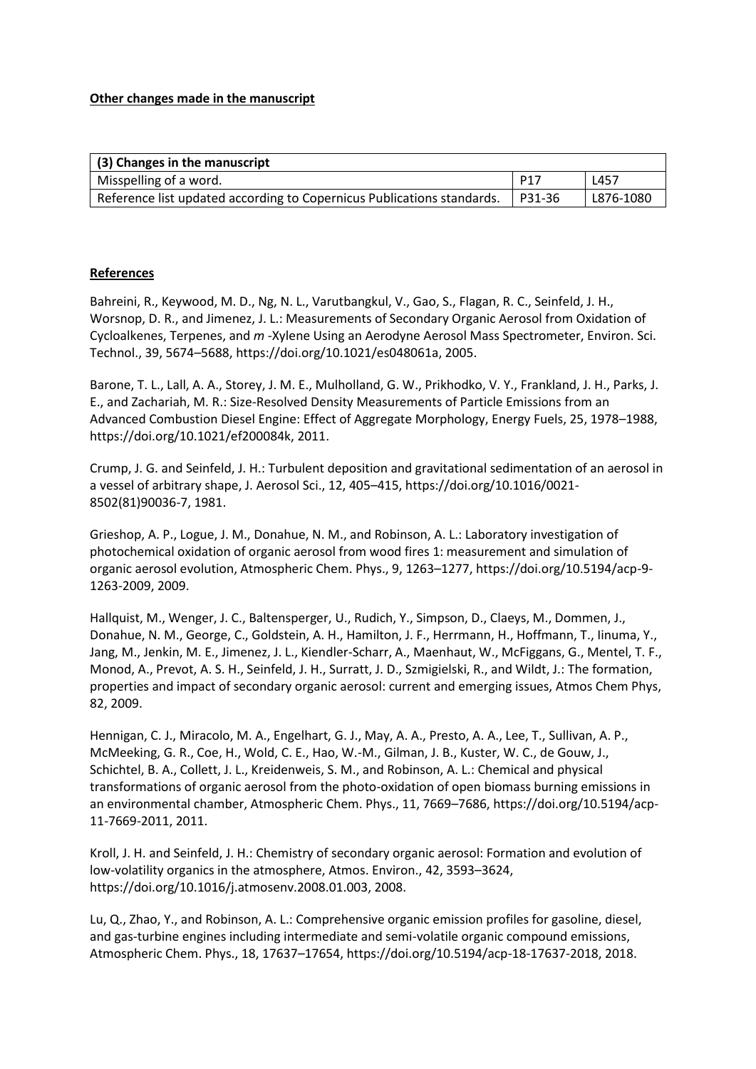**Other changes made in the manuscript**

| (3) Changes in the manuscript | | |
|---|---|---|
| Misspelling of a word. | P17 | L457 |
| Reference list updated according to Copernicus Publications standards. | P31-36 | L876-1080 |

**References**

Bahreini, R., Keywood, M. D., Ng, N. L., Varutbangkul, V., Gao, S., Flagan, R. C., Seinfeld, J. H., Worsnop, D. R., and Jimenez, J. L.: Measurements of Secondary Organic Aerosol from Oxidation of Cycloalkenes, Terpenes, and *m* -Xylene Using an Aerodyne Aerosol Mass Spectrometer, Environ. Sci. Technol., 39, 5674–5688, https://doi.org/10.1021/es048061a, 2005.

Barone, T. L., Lall, A. A., Storey, J. M. E., Mulholland, G. W., Prikhodko, V. Y., Frankland, J. H., Parks, J. E., and Zachariah, M. R.: Size-Resolved Density Measurements of Particle Emissions from an Advanced Combustion Diesel Engine: Effect of Aggregate Morphology, Energy Fuels, 25, 1978–1988, https://doi.org/10.1021/ef200084k, 2011.

Crump, J. G. and Seinfeld, J. H.: Turbulent deposition and gravitational sedimentation of an aerosol in a vessel of arbitrary shape, J. Aerosol Sci., 12, 405–415, https://doi.org/10.1016/0021-8502(81)90036-7, 1981.

Grieshop, A. P., Logue, J. M., Donahue, N. M., and Robinson, A. L.: Laboratory investigation of photochemical oxidation of organic aerosol from wood fires 1: measurement and simulation of organic aerosol evolution, Atmospheric Chem. Phys., 9, 1263–1277, https://doi.org/10.5194/acp-9-1263-2009, 2009.

Hallquist, M., Wenger, J. C., Baltensperger, U., Rudich, Y., Simpson, D., Claeys, M., Dommen, J., Donahue, N. M., George, C., Goldstein, A. H., Hamilton, J. F., Herrmann, H., Hoffmann, T., Iinuma, Y., Jang, M., Jenkin, M. E., Jimenez, J. L., Kiendler-Scharr, A., Maenhaut, W., McFiggans, G., Mentel, T. F., Monod, A., Prevot, A. S. H., Seinfeld, J. H., Surratt, J. D., Szmigielski, R., and Wildt, J.: The formation, properties and impact of secondary organic aerosol: current and emerging issues, Atmos Chem Phys, 82, 2009.

Hennigan, C. J., Miracolo, M. A., Engelhart, G. J., May, A. A., Presto, A. A., Lee, T., Sullivan, A. P., McMeeking, G. R., Coe, H., Wold, C. E., Hao, W.-M., Gilman, J. B., Kuster, W. C., de Gouw, J., Schichtel, B. A., Collett, J. L., Kreidenweis, S. M., and Robinson, A. L.: Chemical and physical transformations of organic aerosol from the photo-oxidation of open biomass burning emissions in an environmental chamber, Atmospheric Chem. Phys., 11, 7669–7686, https://doi.org/10.5194/acp-11-7669-2011, 2011.

Kroll, J. H. and Seinfeld, J. H.: Chemistry of secondary organic aerosol: Formation and evolution of low-volatility organics in the atmosphere, Atmos. Environ., 42, 3593–3624, https://doi.org/10.1016/j.atmosenv.2008.01.003, 2008.

Lu, Q., Zhao, Y., and Robinson, A. L.: Comprehensive organic emission profiles for gasoline, diesel, and gas-turbine engines including intermediate and semi-volatile organic compound emissions, Atmospheric Chem. Phys., 18, 17637–17654, https://doi.org/10.5194/acp-18-17637-2018, 2018.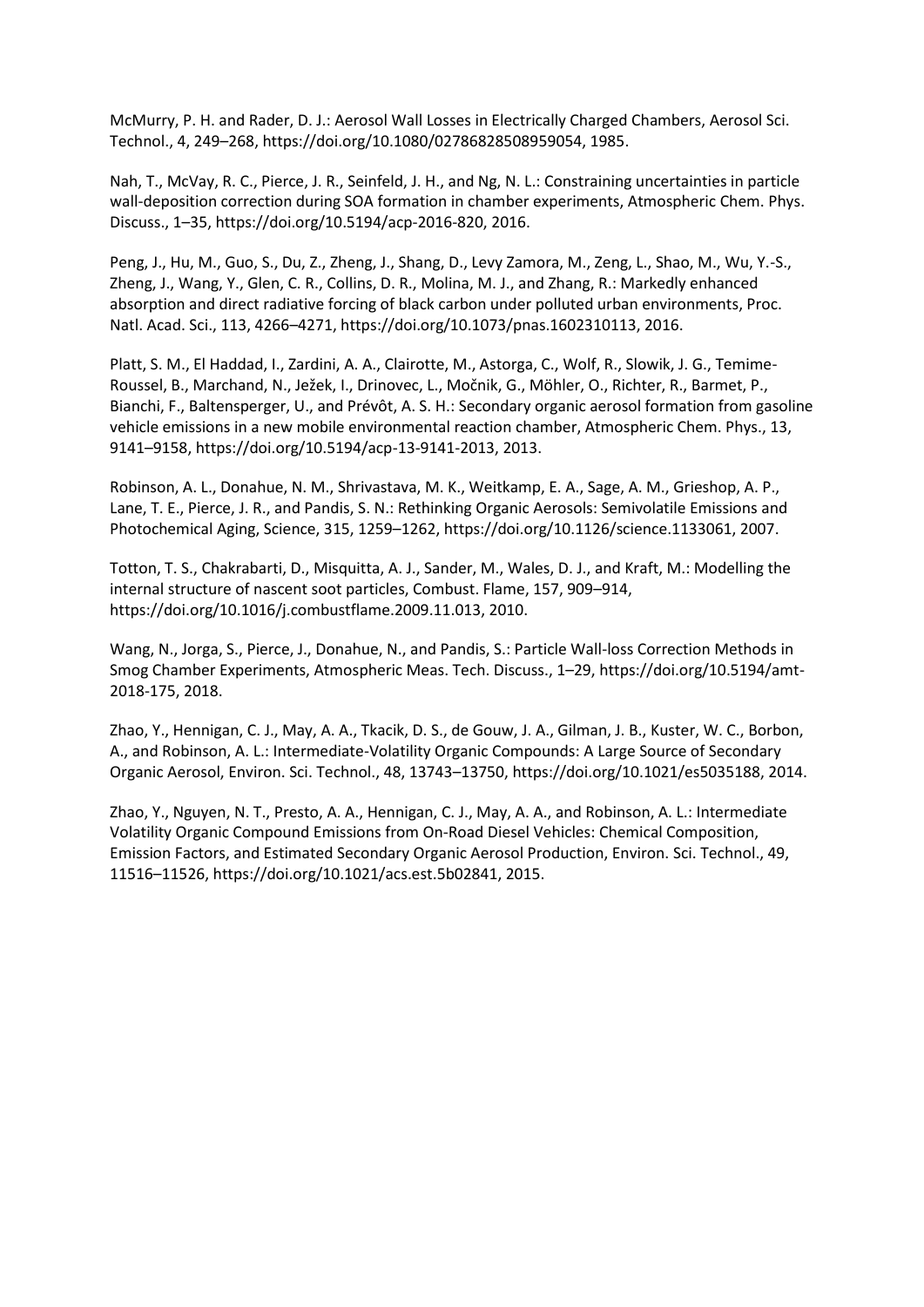McMurry, P. H. and Rader, D. J.: Aerosol Wall Losses in Electrically Charged Chambers, Aerosol Sci. Technol., 4, 249–268, https://doi.org/10.1080/02786828508959054, 1985.

Nah, T., McVay, R. C., Pierce, J. R., Seinfeld, J. H., and Ng, N. L.: Constraining uncertainties in particle wall-deposition correction during SOA formation in chamber experiments, Atmospheric Chem. Phys. Discuss., 1–35, https://doi.org/10.5194/acp-2016-820, 2016.

Peng, J., Hu, M., Guo, S., Du, Z., Zheng, J., Shang, D., Levy Zamora, M., Zeng, L., Shao, M., Wu, Y.-S., Zheng, J., Wang, Y., Glen, C. R., Collins, D. R., Molina, M. J., and Zhang, R.: Markedly enhanced absorption and direct radiative forcing of black carbon under polluted urban environments, Proc. Natl. Acad. Sci., 113, 4266–4271, https://doi.org/10.1073/pnas.1602310113, 2016.

Platt, S. M., El Haddad, I., Zardini, A. A., Clairotte, M., Astorga, C., Wolf, R., Slowik, J. G., Temime-Roussel, B., Marchand, N., Ježek, I., Drinovec, L., Močnik, G., Möhler, O., Richter, R., Barmet, P., Bianchi, F., Baltensperger, U., and Prévôt, A. S. H.: Secondary organic aerosol formation from gasoline vehicle emissions in a new mobile environmental reaction chamber, Atmospheric Chem. Phys., 13, 9141–9158, https://doi.org/10.5194/acp-13-9141-2013, 2013.

Robinson, A. L., Donahue, N. M., Shrivastava, M. K., Weitkamp, E. A., Sage, A. M., Grieshop, A. P., Lane, T. E., Pierce, J. R., and Pandis, S. N.: Rethinking Organic Aerosols: Semivolatile Emissions and Photochemical Aging, Science, 315, 1259–1262, https://doi.org/10.1126/science.1133061, 2007.

Totton, T. S., Chakrabarti, D., Misquitta, A. J., Sander, M., Wales, D. J., and Kraft, M.: Modelling the internal structure of nascent soot particles, Combust. Flame, 157, 909–914, https://doi.org/10.1016/j.combustflame.2009.11.013, 2010.

Wang, N., Jorga, S., Pierce, J., Donahue, N., and Pandis, S.: Particle Wall-loss Correction Methods in Smog Chamber Experiments, Atmospheric Meas. Tech. Discuss., 1–29, https://doi.org/10.5194/amt-2018-175, 2018.

Zhao, Y., Hennigan, C. J., May, A. A., Tkacik, D. S., de Gouw, J. A., Gilman, J. B., Kuster, W. C., Borbon, A., and Robinson, A. L.: Intermediate-Volatility Organic Compounds: A Large Source of Secondary Organic Aerosol, Environ. Sci. Technol., 48, 13743–13750, https://doi.org/10.1021/es5035188, 2014.

Zhao, Y., Nguyen, N. T., Presto, A. A., Hennigan, C. J., May, A. A., and Robinson, A. L.: Intermediate Volatility Organic Compound Emissions from On-Road Diesel Vehicles: Chemical Composition, Emission Factors, and Estimated Secondary Organic Aerosol Production, Environ. Sci. Technol., 49, 11516–11526, https://doi.org/10.1021/acs.est.5b02841, 2015.